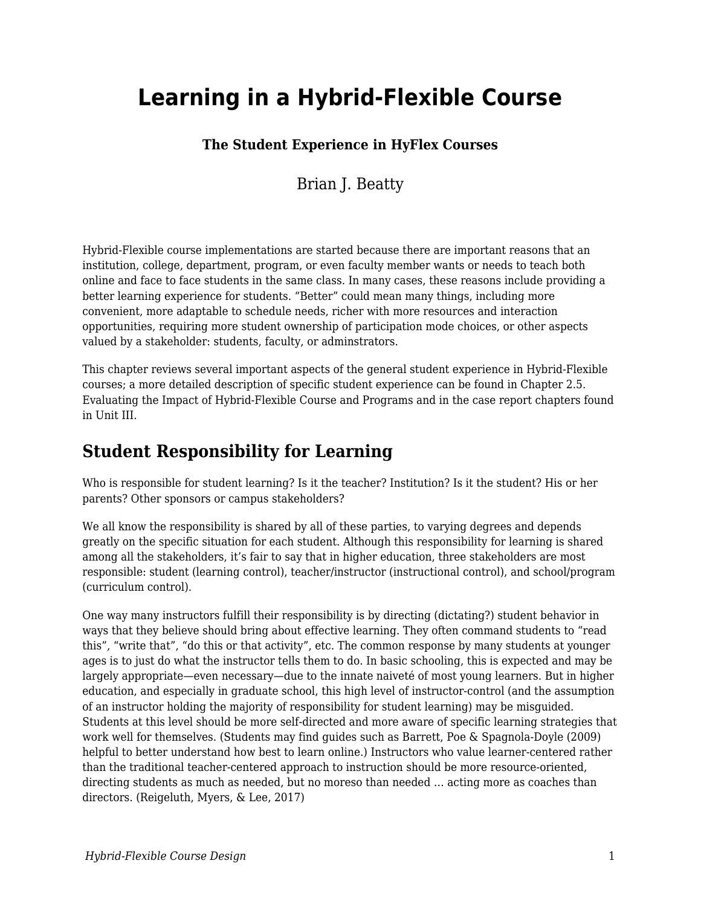# Learning in a Hybrid-Flexible Course

### The Student Experience in HyFlex Courses

Brian J. Beatty

Hybrid-Flexible course implementations are started because there are important reasons that an institution, college, department, program, or even faculty member wants or needs to teach both online and face to face students in the same class. In many cases, these reasons include providing a better learning experience for students. "Better" could mean many things, including more convenient, more adaptable to schedule needs, richer with more resources and interaction opportunities, requiring more student ownership of participation mode choices, or other aspects valued by a stakeholder: students, faculty, or adminstrators.

This chapter reviews several important aspects of the general student experience in Hybrid-Flexible courses; a more detailed description of specific student experience can be found in Chapter 2.5. Evaluating the Impact of Hybrid-Flexible Course and Programs and in the case report chapters found in Unit III.

## Student Responsibility for Learning

Who is responsible for student learning? Is it the teacher? Institution? Is it the student? His or her parents? Other sponsors or campus stakeholders?

We all know the responsibility is shared by all of these parties, to varying degrees and depends greatly on the specific situation for each student. Although this responsibility for learning is shared among all the stakeholders, it's fair to say that in higher education, three stakeholders are most responsible: student (learning control), teacher/instructor (instructional control), and school/program (curriculum control).

One way many instructors fulfill their responsibility is by directing (dictating?) student behavior in ways that they believe should bring about effective learning. They often command students to "read this", "write that", "do this or that activity", etc. The common response by many students at younger ages is to just do what the instructor tells them to do. In basic schooling, this is expected and may be largely appropriate—even necessary—due to the innate naiveté of most young learners. But in higher education, and especially in graduate school, this high level of instructor-control (and the assumption of an instructor holding the majority of responsibility for student learning) may be misguided. Students at this level should be more self-directed and more aware of specific learning strategies that work well for themselves. (Students may find guides such as Barrett, Poe & Spagnola-Doyle (2009) helpful to better understand how best to learn online.) Instructors who value learner-centered rather than the traditional teacher-centered approach to instruction should be more resource-oriented, directing students as much as needed, but no moreso than needed ... acting more as coaches than directors. (Reigeluth, Myers, & Lee, 2017)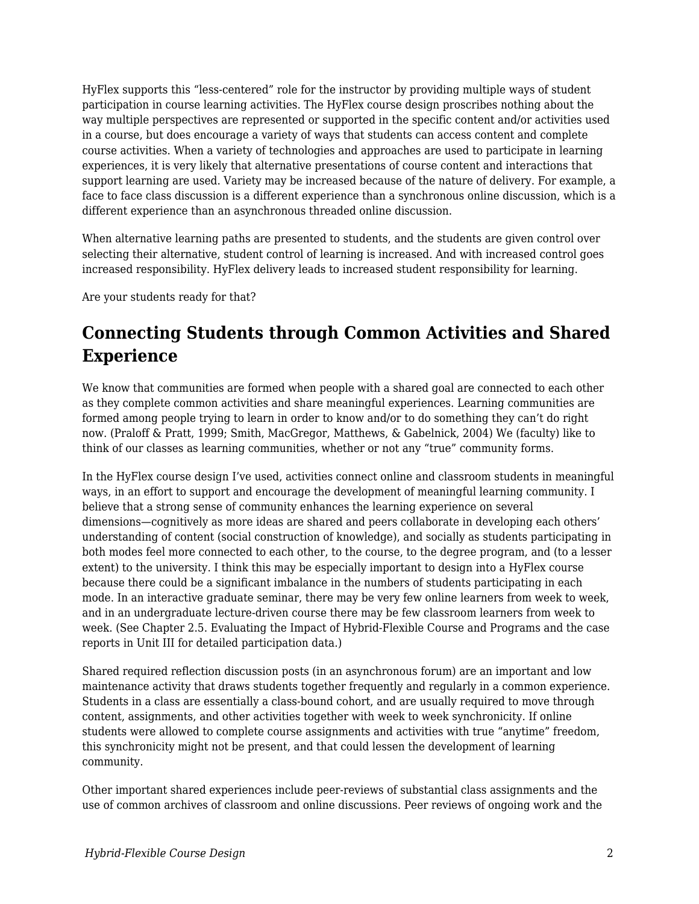HyFlex supports this “less-centered” role for the instructor by providing multiple ways of student participation in course learning activities. The HyFlex course design proscribes nothing about the way multiple perspectives are represented or supported in the specific content and/or activities used in a course, but does encourage a variety of ways that students can access content and complete course activities. When a variety of technologies and approaches are used to participate in learning experiences, it is very likely that alternative presentations of course content and interactions that support learning are used. Variety may be increased because of the nature of delivery. For example, a face to face class discussion is a different experience than a synchronous online discussion, which is a different experience than an asynchronous threaded online discussion.

When alternative learning paths are presented to students, and the students are given control over selecting their alternative, student control of learning is increased. And with increased control goes increased responsibility. HyFlex delivery leads to increased student responsibility for learning.

Are your students ready for that?

## Connecting Students through Common Activities and Shared Experience

We know that communities are formed when people with a shared goal are connected to each other as they complete common activities and share meaningful experiences. Learning communities are formed among people trying to learn in order to know and/or to do something they can’t do right now. (Praloff & Pratt, 1999; Smith, MacGregor, Matthews, & Gabelnick, 2004) We (faculty) like to think of our classes as learning communities, whether or not any “true” community forms.

In the HyFlex course design I’ve used, activities connect online and classroom students in meaningful ways, in an effort to support and encourage the development of meaningful learning community. I believe that a strong sense of community enhances the learning experience on several dimensions—cognitively as more ideas are shared and peers collaborate in developing each others’ understanding of content (social construction of knowledge), and socially as students participating in both modes feel more connected to each other, to the course, to the degree program, and (to a lesser extent) to the university. I think this may be especially important to design into a HyFlex course because there could be a significant imbalance in the numbers of students participating in each mode. In an interactive graduate seminar, there may be very few online learners from week to week, and in an undergraduate lecture-driven course there may be few classroom learners from week to week. (See Chapter 2.5. Evaluating the Impact of Hybrid-Flexible Course and Programs and the case reports in Unit III for detailed participation data.)

Shared required reflection discussion posts (in an asynchronous forum) are an important and low maintenance activity that draws students together frequently and regularly in a common experience. Students in a class are essentially a class-bound cohort, and are usually required to move through content, assignments, and other activities together with week to week synchronicity. If online students were allowed to complete course assignments and activities with true “anytime” freedom, this synchronicity might not be present, and that could lessen the development of learning community.

Other important shared experiences include peer-reviews of substantial class assignments and the use of common archives of classroom and online discussions. Peer reviews of ongoing work and the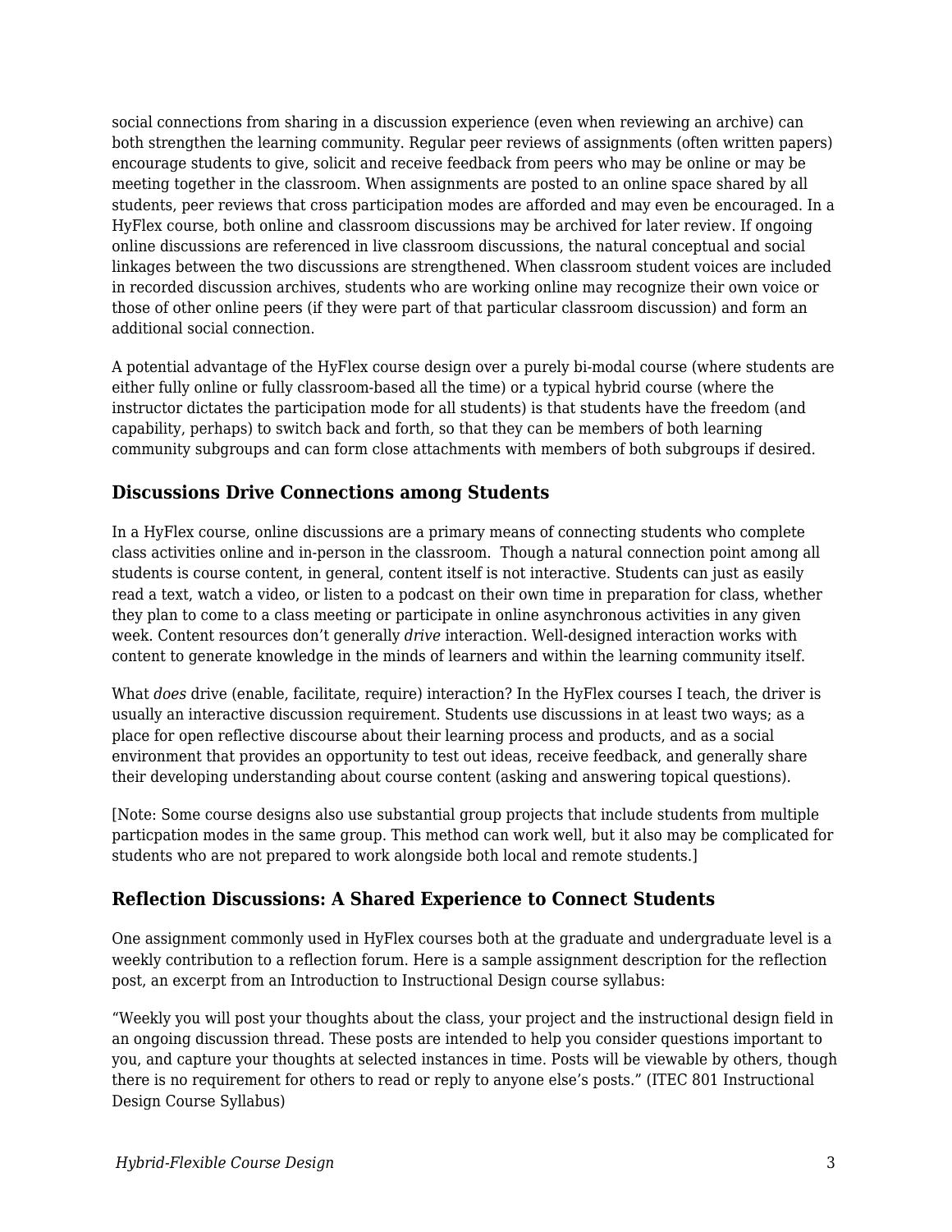social connections from sharing in a discussion experience (even when reviewing an archive) can both strengthen the learning community. Regular peer reviews of assignments (often written papers) encourage students to give, solicit and receive feedback from peers who may be online or may be meeting together in the classroom. When assignments are posted to an online space shared by all students, peer reviews that cross participation modes are afforded and may even be encouraged. In a HyFlex course, both online and classroom discussions may be archived for later review. If ongoing online discussions are referenced in live classroom discussions, the natural conceptual and social linkages between the two discussions are strengthened. When classroom student voices are included in recorded discussion archives, students who are working online may recognize their own voice or those of other online peers (if they were part of that particular classroom discussion) and form an additional social connection.

A potential advantage of the HyFlex course design over a purely bi-modal course (where students are either fully online or fully classroom-based all the time) or a typical hybrid course (where the instructor dictates the participation mode for all students) is that students have the freedom (and capability, perhaps) to switch back and forth, so that they can be members of both learning community subgroups and can form close attachments with members of both subgroups if desired.

### Discussions Drive Connections among Students

In a HyFlex course, online discussions are a primary means of connecting students who complete class activities online and in-person in the classroom. Though a natural connection point among all students is course content, in general, content itself is not interactive. Students can just as easily read a text, watch a video, or listen to a podcast on their own time in preparation for class, whether they plan to come to a class meeting or participate in online asynchronous activities in any given week. Content resources don't generally *drive* interaction. Well-designed interaction works with content to generate knowledge in the minds of learners and within the learning community itself.

What *does* drive (enable, facilitate, require) interaction? In the HyFlex courses I teach, the driver is usually an interactive discussion requirement. Students use discussions in at least two ways; as a place for open reflective discourse about their learning process and products, and as a social environment that provides an opportunity to test out ideas, receive feedback, and generally share their developing understanding about course content (asking and answering topical questions).

[Note: Some course designs also use substantial group projects that include students from multiple particpation modes in the same group. This method can work well, but it also may be complicated for students who are not prepared to work alongside both local and remote students.]

### Reflection Discussions: A Shared Experience to Connect Students

One assignment commonly used in HyFlex courses both at the graduate and undergraduate level is a weekly contribution to a reflection forum. Here is a sample assignment description for the reflection post, an excerpt from an Introduction to Instructional Design course syllabus:

"Weekly you will post your thoughts about the class, your project and the instructional design field in an ongoing discussion thread. These posts are intended to help you consider questions important to you, and capture your thoughts at selected instances in time. Posts will be viewable by others, though there is no requirement for others to read or reply to anyone else's posts." (ITEC 801 Instructional Design Course Syllabus)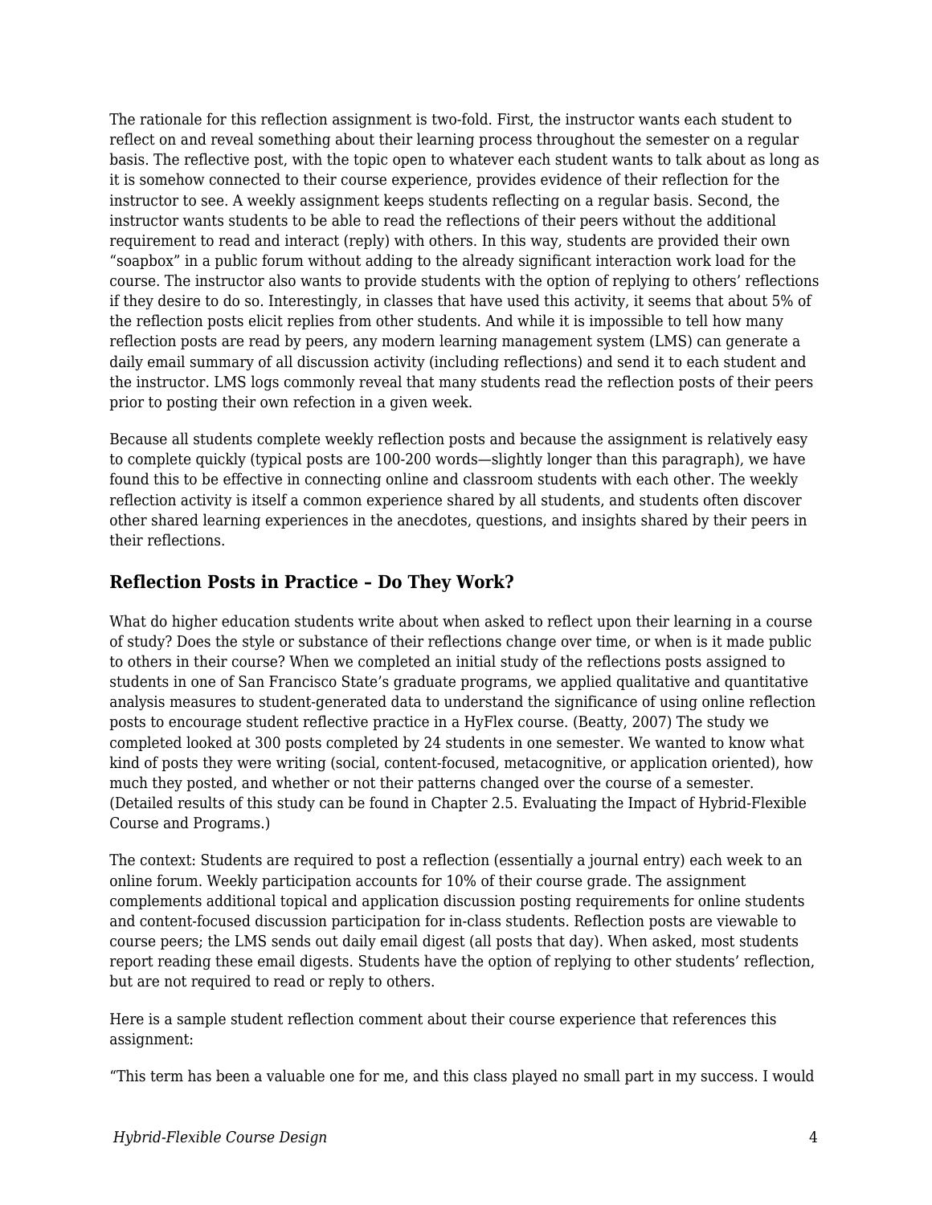The rationale for this reflection assignment is two-fold. First, the instructor wants each student to reflect on and reveal something about their learning process throughout the semester on a regular basis. The reflective post, with the topic open to whatever each student wants to talk about as long as it is somehow connected to their course experience, provides evidence of their reflection for the instructor to see. A weekly assignment keeps students reflecting on a regular basis. Second, the instructor wants students to be able to read the reflections of their peers without the additional requirement to read and interact (reply) with others. In this way, students are provided their own "soapbox" in a public forum without adding to the already significant interaction work load for the course. The instructor also wants to provide students with the option of replying to others' reflections if they desire to do so. Interestingly, in classes that have used this activity, it seems that about 5% of the reflection posts elicit replies from other students. And while it is impossible to tell how many reflection posts are read by peers, any modern learning management system (LMS) can generate a daily email summary of all discussion activity (including reflections) and send it to each student and the instructor. LMS logs commonly reveal that many students read the reflection posts of their peers prior to posting their own refection in a given week.

Because all students complete weekly reflection posts and because the assignment is relatively easy to complete quickly (typical posts are 100-200 words—slightly longer than this paragraph), we have found this to be effective in connecting online and classroom students with each other. The weekly reflection activity is itself a common experience shared by all students, and students often discover other shared learning experiences in the anecdotes, questions, and insights shared by their peers in their reflections.

### Reflection Posts in Practice – Do They Work?

What do higher education students write about when asked to reflect upon their learning in a course of study? Does the style or substance of their reflections change over time, or when is it made public to others in their course? When we completed an initial study of the reflections posts assigned to students in one of San Francisco State's graduate programs, we applied qualitative and quantitative analysis measures to student-generated data to understand the significance of using online reflection posts to encourage student reflective practice in a HyFlex course. (Beatty, 2007) The study we completed looked at 300 posts completed by 24 students in one semester. We wanted to know what kind of posts they were writing (social, content-focused, metacognitive, or application oriented), how much they posted, and whether or not their patterns changed over the course of a semester. (Detailed results of this study can be found in Chapter 2.5. Evaluating the Impact of Hybrid-Flexible Course and Programs.)

The context: Students are required to post a reflection (essentially a journal entry) each week to an online forum. Weekly participation accounts for 10% of their course grade. The assignment complements additional topical and application discussion posting requirements for online students and content-focused discussion participation for in-class students. Reflection posts are viewable to course peers; the LMS sends out daily email digest (all posts that day). When asked, most students report reading these email digests. Students have the option of replying to other students' reflection, but are not required to read or reply to others.

Here is a sample student reflection comment about their course experience that references this assignment:

"This term has been a valuable one for me, and this class played no small part in my success. I would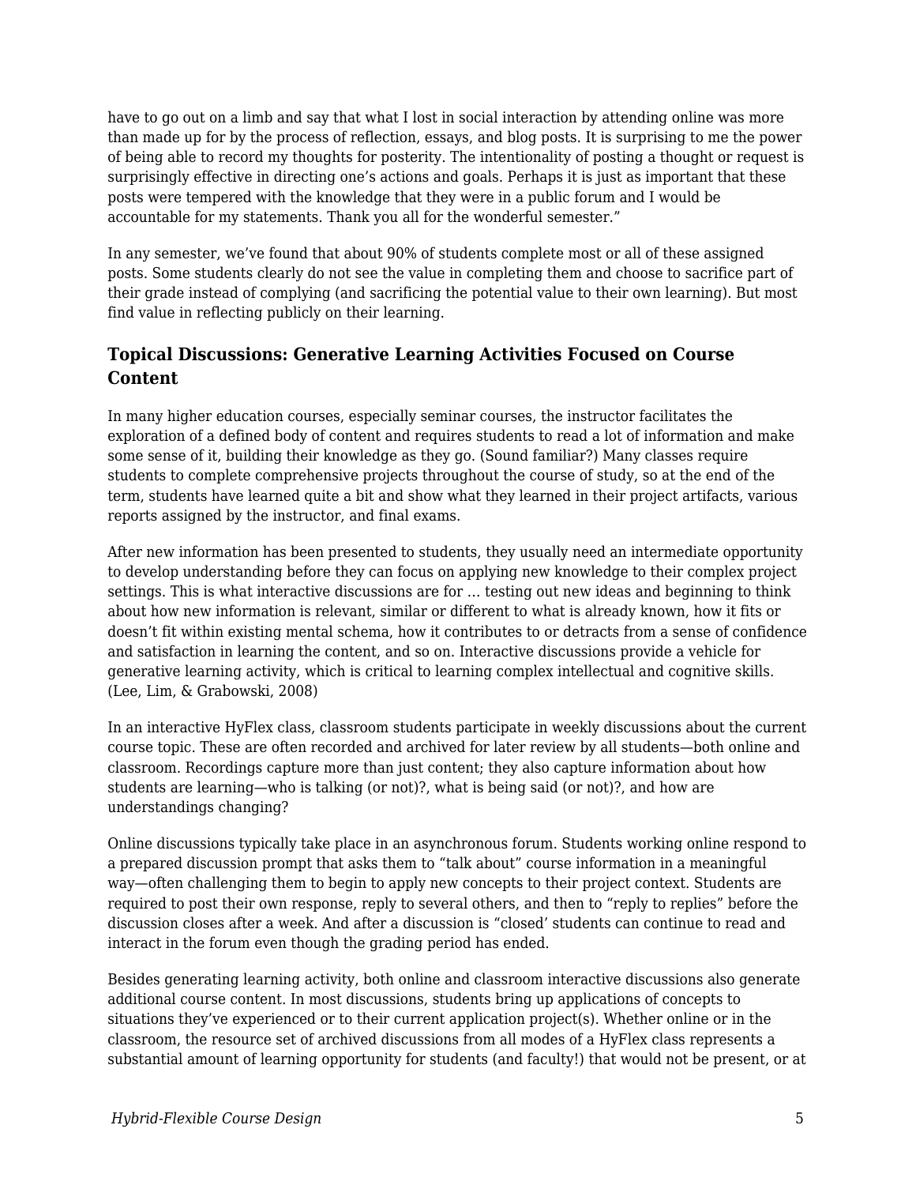have to go out on a limb and say that what I lost in social interaction by attending online was more than made up for by the process of reflection, essays, and blog posts. It is surprising to me the power of being able to record my thoughts for posterity. The intentionality of posting a thought or request is surprisingly effective in directing one's actions and goals. Perhaps it is just as important that these posts were tempered with the knowledge that they were in a public forum and I would be accountable for my statements. Thank you all for the wonderful semester."

In any semester, we've found that about 90% of students complete most or all of these assigned posts. Some students clearly do not see the value in completing them and choose to sacrifice part of their grade instead of complying (and sacrificing the potential value to their own learning). But most find value in reflecting publicly on their learning.

### Topical Discussions: Generative Learning Activities Focused on Course Content

In many higher education courses, especially seminar courses, the instructor facilitates the exploration of a defined body of content and requires students to read a lot of information and make some sense of it, building their knowledge as they go. (Sound familiar?) Many classes require students to complete comprehensive projects throughout the course of study, so at the end of the term, students have learned quite a bit and show what they learned in their project artifacts, various reports assigned by the instructor, and final exams.

After new information has been presented to students, they usually need an intermediate opportunity to develop understanding before they can focus on applying new knowledge to their complex project settings. This is what interactive discussions are for ... testing out new ideas and beginning to think about how new information is relevant, similar or different to what is already known, how it fits or doesn't fit within existing mental schema, how it contributes to or detracts from a sense of confidence and satisfaction in learning the content, and so on. Interactive discussions provide a vehicle for generative learning activity, which is critical to learning complex intellectual and cognitive skills. (Lee, Lim, & Grabowski, 2008)

In an interactive HyFlex class, classroom students participate in weekly discussions about the current course topic. These are often recorded and archived for later review by all students—both online and classroom. Recordings capture more than just content; they also capture information about how students are learning—who is talking (or not)?, what is being said (or not)?, and how are understandings changing?

Online discussions typically take place in an asynchronous forum. Students working online respond to a prepared discussion prompt that asks them to "talk about" course information in a meaningful way—often challenging them to begin to apply new concepts to their project context. Students are required to post their own response, reply to several others, and then to "reply to replies" before the discussion closes after a week. And after a discussion is "closed' students can continue to read and interact in the forum even though the grading period has ended.

Besides generating learning activity, both online and classroom interactive discussions also generate additional course content. In most discussions, students bring up applications of concepts to situations they've experienced or to their current application project(s). Whether online or in the classroom, the resource set of archived discussions from all modes of a HyFlex class represents a substantial amount of learning opportunity for students (and faculty!) that would not be present, or at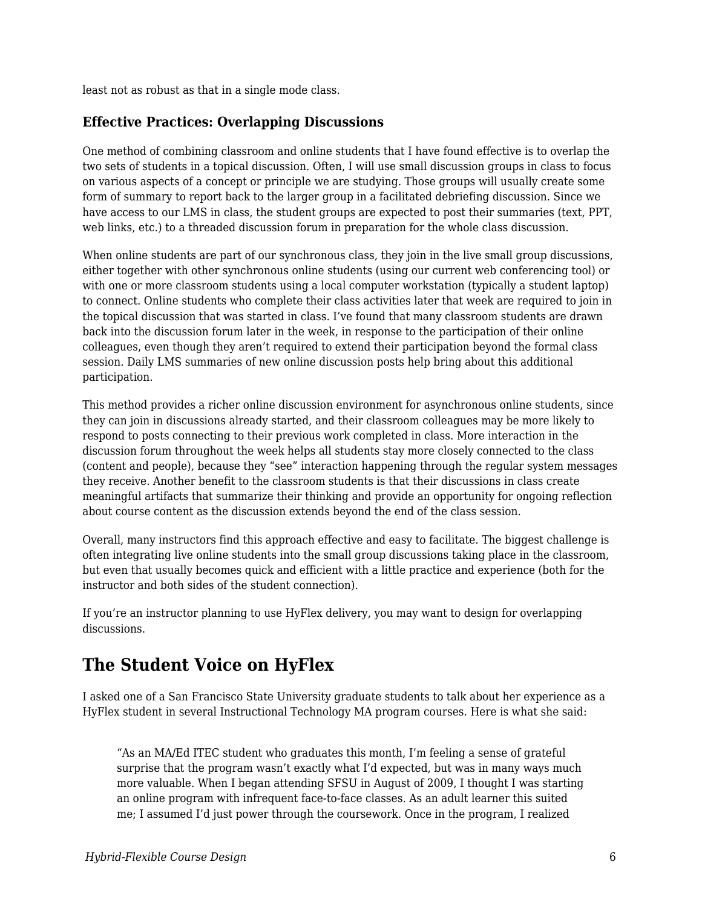least not as robust as that in a single mode class.

### Effective Practices: Overlapping Discussions

One method of combining classroom and online students that I have found effective is to overlap the two sets of students in a topical discussion. Often, I will use small discussion groups in class to focus on various aspects of a concept or principle we are studying. Those groups will usually create some form of summary to report back to the larger group in a facilitated debriefing discussion. Since we have access to our LMS in class, the student groups are expected to post their summaries (text, PPT, web links, etc.) to a threaded discussion forum in preparation for the whole class discussion.

When online students are part of our synchronous class, they join in the live small group discussions, either together with other synchronous online students (using our current web conferencing tool) or with one or more classroom students using a local computer workstation (typically a student laptop) to connect. Online students who complete their class activities later that week are required to join in the topical discussion that was started in class. I've found that many classroom students are drawn back into the discussion forum later in the week, in response to the participation of their online colleagues, even though they aren't required to extend their participation beyond the formal class session. Daily LMS summaries of new online discussion posts help bring about this additional participation.

This method provides a richer online discussion environment for asynchronous online students, since they can join in discussions already started, and their classroom colleagues may be more likely to respond to posts connecting to their previous work completed in class. More interaction in the discussion forum throughout the week helps all students stay more closely connected to the class (content and people), because they "see" interaction happening through the regular system messages they receive. Another benefit to the classroom students is that their discussions in class create meaningful artifacts that summarize their thinking and provide an opportunity for ongoing reflection about course content as the discussion extends beyond the end of the class session.

Overall, many instructors find this approach effective and easy to facilitate. The biggest challenge is often integrating live online students into the small group discussions taking place in the classroom, but even that usually becomes quick and efficient with a little practice and experience (both for the instructor and both sides of the student connection).

If you're an instructor planning to use HyFlex delivery, you may want to design for overlapping discussions.

## The Student Voice on HyFlex

I asked one of a San Francisco State University graduate students to talk about her experience as a HyFlex student in several Instructional Technology MA program courses. Here is what she said:

> "As an MA/Ed ITEC student who graduates this month, I'm feeling a sense of grateful surprise that the program wasn't exactly what I'd expected, but was in many ways much more valuable. When I began attending SFSU in August of 2009, I thought I was starting an online program with infrequent face-to-face classes. As an adult learner this suited me; I assumed I'd just power through the coursework. Once in the program, I realized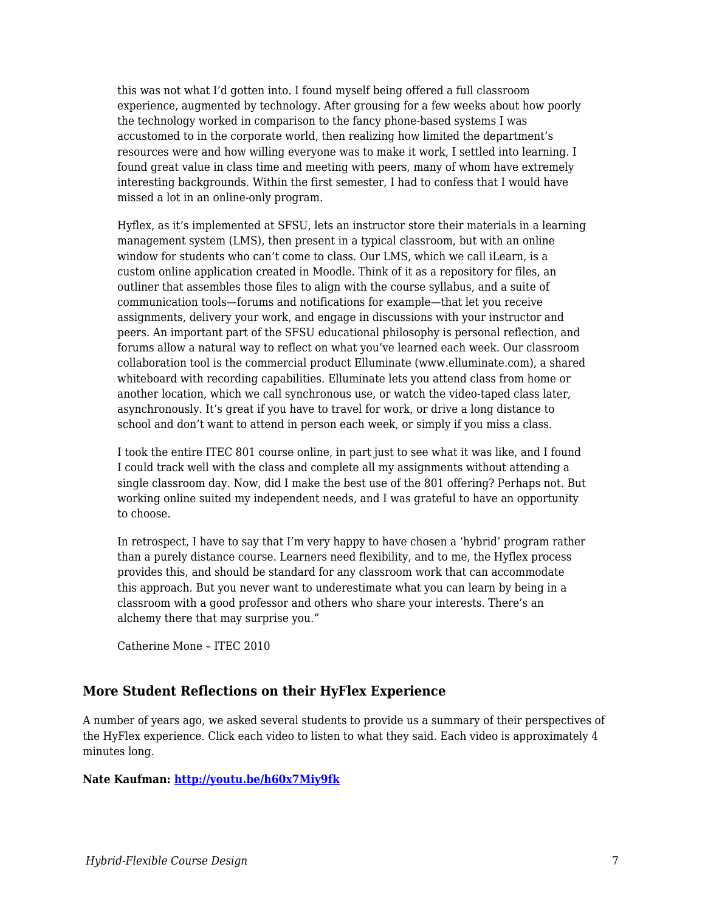this was not what I'd gotten into. I found myself being offered a full classroom experience, augmented by technology. After grousing for a few weeks about how poorly the technology worked in comparison to the fancy phone-based systems I was accustomed to in the corporate world, then realizing how limited the department's resources were and how willing everyone was to make it work, I settled into learning. I found great value in class time and meeting with peers, many of whom have extremely interesting backgrounds. Within the first semester, I had to confess that I would have missed a lot in an online-only program.

Hyflex, as it's implemented at SFSU, lets an instructor store their materials in a learning management system (LMS), then present in a typical classroom, but with an online window for students who can't come to class. Our LMS, which we call iLearn, is a custom online application created in Moodle. Think of it as a repository for files, an outliner that assembles those files to align with the course syllabus, and a suite of communication tools—forums and notifications for example—that let you receive assignments, delivery your work, and engage in discussions with your instructor and peers. An important part of the SFSU educational philosophy is personal reflection, and forums allow a natural way to reflect on what you've learned each week. Our classroom collaboration tool is the commercial product Elluminate (www.elluminate.com), a shared whiteboard with recording capabilities. Elluminate lets you attend class from home or another location, which we call synchronous use, or watch the video-taped class later, asynchronously. It's great if you have to travel for work, or drive a long distance to school and don't want to attend in person each week, or simply if you miss a class.

I took the entire ITEC 801 course online, in part just to see what it was like, and I found I could track well with the class and complete all my assignments without attending a single classroom day. Now, did I make the best use of the 801 offering? Perhaps not. But working online suited my independent needs, and I was grateful to have an opportunity to choose.

In retrospect, I have to say that I'm very happy to have chosen a 'hybrid' program rather than a purely distance course. Learners need flexibility, and to me, the Hyflex process provides this, and should be standard for any classroom work that can accommodate this approach. But you never want to underestimate what you can learn by being in a classroom with a good professor and others who share your interests. There's an alchemy there that may surprise you."

Catherine Mone – ITEC 2010

### More Student Reflections on their HyFlex Experience

A number of years ago, we asked several students to provide us a summary of their perspectives of the HyFlex experience. Click each video to listen to what they said. Each video is approximately 4 minutes long.

**Nate Kaufman: [http://youtu.be/h60x7Miy9fk](http://youtu.be/h60x7Miy9fk)**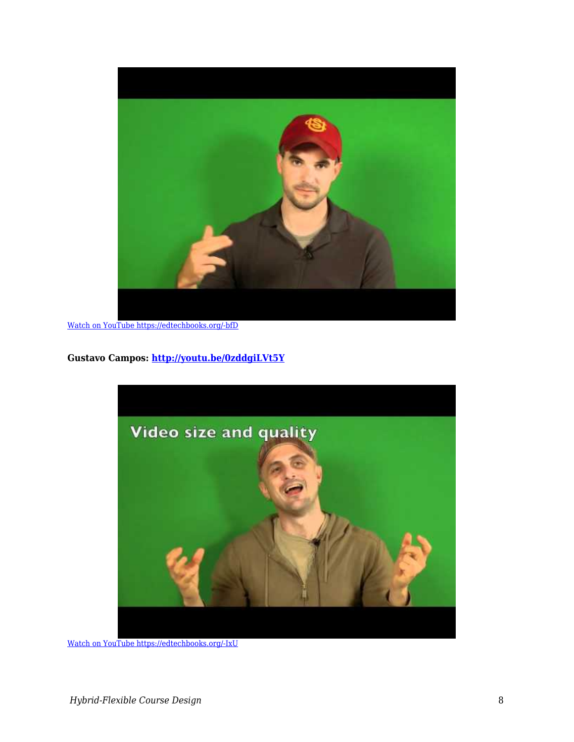[Watch on YouTube https://edtechbooks.org/-bfD](https://edtechbooks.org/-bfD)

**Gustavo Campos: [http://youtu.be/0zddgiLVt5Y](http://youtu.be/0zddgiLVt5Y)**

[Watch on YouTube https://edtechbooks.org/-IxU](https://edtechbooks.org/-IxU)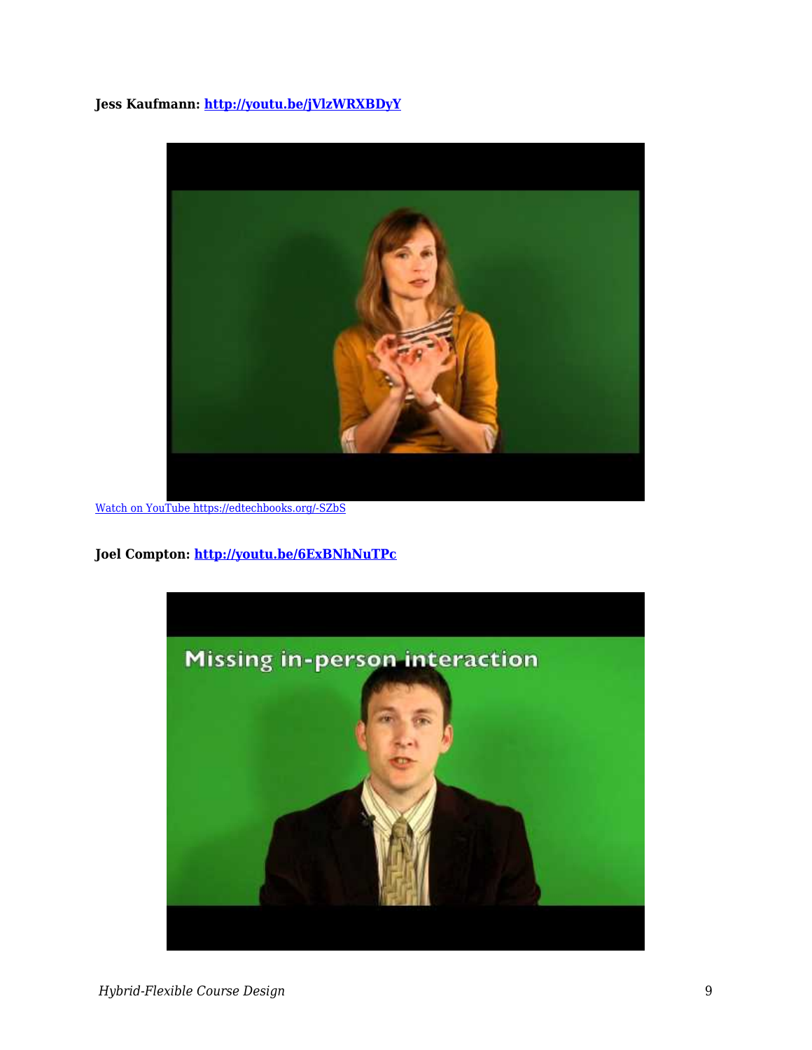**Jess Kaufmann: [http://youtu.be/jVlzWRXBDyY](http://youtu.be/jVlzWRXBDyY)**

[Watch on YouTube https://edtechbooks.org/-SZbS](https://edtechbooks.org/-SZbS)

**Joel Compton: [http://youtu.be/6ExBNhNuTPc](http://youtu.be/6ExBNhNuTPc)**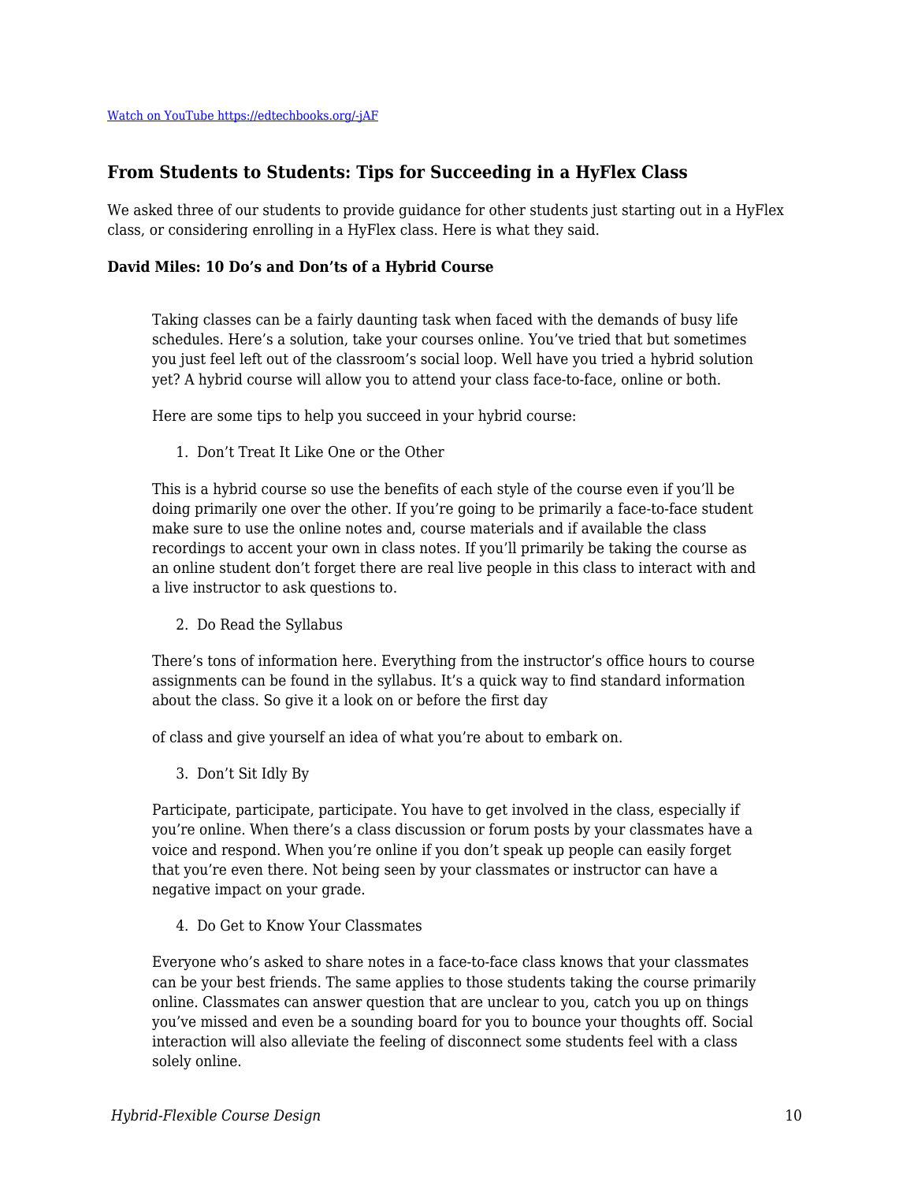[Watch on YouTube https://edtechbooks.org/-jAF](https://edtechbooks.org/-jAF)

### From Students to Students: Tips for Succeeding in a HyFlex Class

We asked three of our students to provide guidance for other students just starting out in a HyFlex class, or considering enrolling in a HyFlex class. Here is what they said.

#### David Miles: 10 Do's and Don'ts of a Hybrid Course

> Taking classes can be a fairly daunting task when faced with the demands of busy life schedules. Here's a solution, take your courses online. You've tried that but sometimes you just feel left out of the classroom's social loop. Well have you tried a hybrid solution yet? A hybrid course will allow you to attend your class face-to-face, online or both.
>
> Here are some tips to help you succeed in your hybrid course:
>
> 1. Don't Treat It Like One or the Other
>
> This is a hybrid course so use the benefits of each style of the course even if you'll be doing primarily one over the other. If you're going to be primarily a face-to-face student make sure to use the online notes and, course materials and if available the class recordings to accent your own in class notes. If you'll primarily be taking the course as an online student don't forget there are real live people in this class to interact with and a live instructor to ask questions to.
>
> 2. Do Read the Syllabus
>
> There's tons of information here. Everything from the instructor's office hours to course assignments can be found in the syllabus. It's a quick way to find standard information about the class. So give it a look on or before the first day of class and give yourself an idea of what you're about to embark on.
>
> 3. Don't Sit Idly By
>
> Participate, participate, participate. You have to get involved in the class, especially if you're online. When there's a class discussion or forum posts by your classmates have a voice and respond. When you're online if you don't speak up people can easily forget that you're even there. Not being seen by your classmates or instructor can have a negative impact on your grade.
>
> 4. Do Get to Know Your Classmates
>
> Everyone who's asked to share notes in a face-to-face class knows that your classmates can be your best friends. The same applies to those students taking the course primarily online. Classmates can answer question that are unclear to you, catch you up on things you've missed and even be a sounding board for you to bounce your thoughts off. Social interaction will also alleviate the feeling of disconnect some students feel with a class solely online.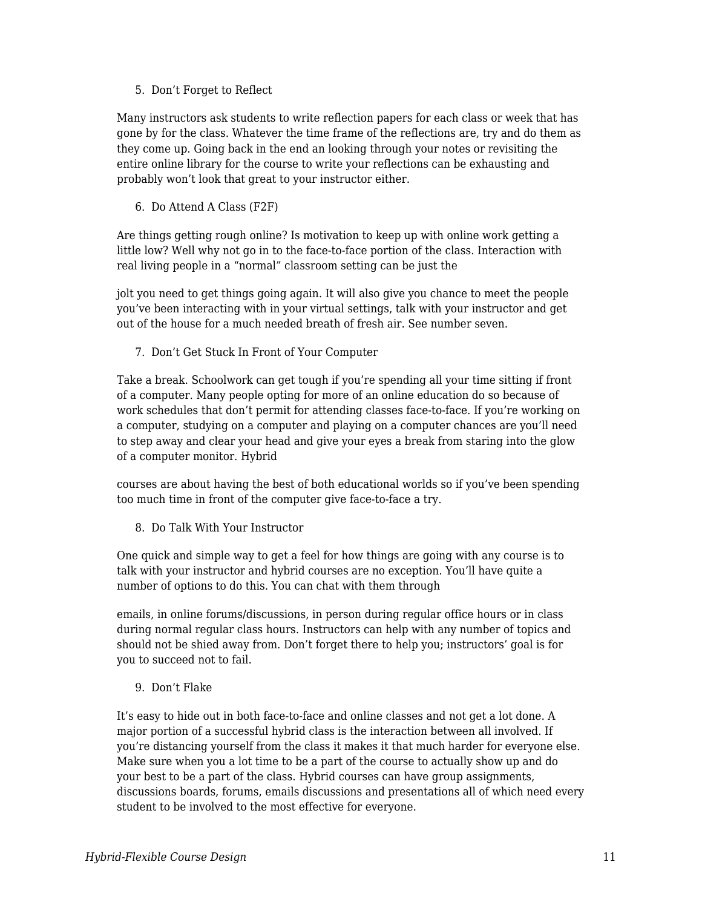5. Don't Forget to Reflect

Many instructors ask students to write reflection papers for each class or week that has gone by for the class. Whatever the time frame of the reflections are, try and do them as they come up. Going back in the end an looking through your notes or revisiting the entire online library for the course to write your reflections can be exhausting and probably won't look that great to your instructor either.

6. Do Attend A Class (F2F)

Are things getting rough online? Is motivation to keep up with online work getting a little low? Well why not go in to the face-to-face portion of the class. Interaction with real living people in a "normal" classroom setting can be just the jolt you need to get things going again. It will also give you chance to meet the people you've been interacting with in your virtual settings, talk with your instructor and get out of the house for a much needed breath of fresh air. See number seven.

7. Don't Get Stuck In Front of Your Computer

Take a break. Schoolwork can get tough if you're spending all your time sitting if front of a computer. Many people opting for more of an online education do so because of work schedules that don't permit for attending classes face-to-face. If you're working on a computer, studying on a computer and playing on a computer chances are you'll need to step away and clear your head and give your eyes a break from staring into the glow of a computer monitor. Hybrid courses are about having the best of both educational worlds so if you've been spending too much time in front of the computer give face-to-face a try.

8. Do Talk With Your Instructor

One quick and simple way to get a feel for how things are going with any course is to talk with your instructor and hybrid courses are no exception. You'll have quite a number of options to do this. You can chat with them through emails, in online forums/discussions, in person during regular office hours or in class during normal regular class hours. Instructors can help with any number of topics and should not be shied away from. Don't forget there to help you; instructors' goal is for you to succeed not to fail.

9. Don't Flake

It's easy to hide out in both face-to-face and online classes and not get a lot done. A major portion of a successful hybrid class is the interaction between all involved. If you're distancing yourself from the class it makes it that much harder for everyone else. Make sure when you a lot time to be a part of the course to actually show up and do your best to be a part of the class. Hybrid courses can have group assignments, discussions boards, forums, emails discussions and presentations all of which need every student to be involved to the most effective for everyone.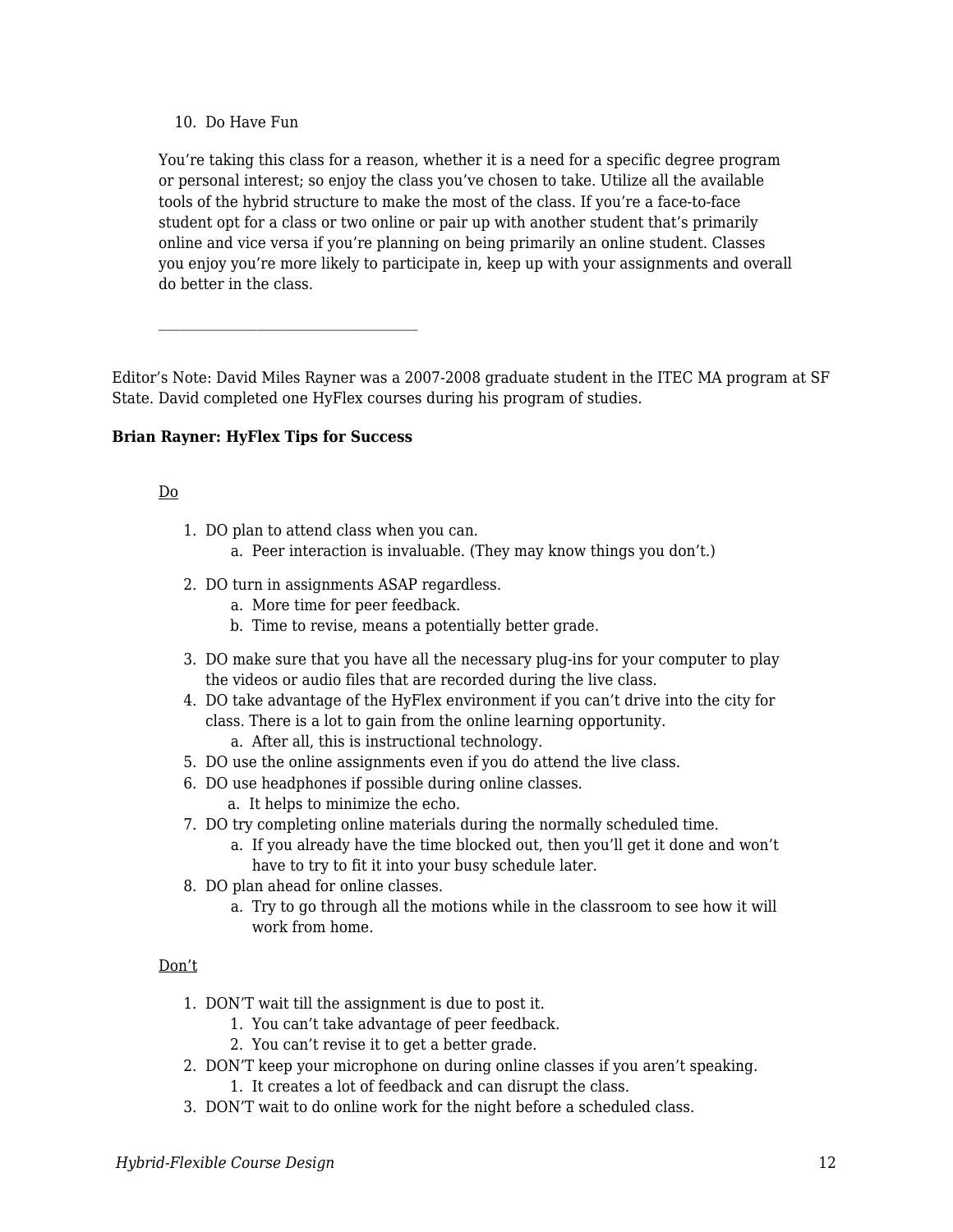10. Do Have Fun

You're taking this class for a reason, whether it is a need for a specific degree program or personal interest; so enjoy the class you've chosen to take. Utilize all the available tools of the hybrid structure to make the most of the class. If you're a face-to-face student opt for a class or two online or pair up with another student that's primarily online and vice versa if you're planning on being primarily an online student. Classes you enjoy you're more likely to participate in, keep up with your assignments and overall do better in the class.

---

Editor's Note: David Miles Rayner was a 2007-2008 graduate student in the ITEC MA program at SF State. David completed one HyFlex courses during his program of studies.

**Brian Rayner: HyFlex Tips for Success**

Do

1. DO plan to attend class when you can.
   a. Peer interaction is invaluable. (They may know things you don't.)
2. DO turn in assignments ASAP regardless.
   a. More time for peer feedback.
   b. Time to revise, means a potentially better grade.
3. DO make sure that you have all the necessary plug-ins for your computer to play the videos or audio files that are recorded during the live class.
4. DO take advantage of the HyFlex environment if you can't drive into the city for class. There is a lot to gain from the online learning opportunity.
   a. After all, this is instructional technology.
5. DO use the online assignments even if you do attend the live class.
6. DO use headphones if possible during online classes.
   a. It helps to minimize the echo.
7. DO try completing online materials during the normally scheduled time.
   a. If you already have the time blocked out, then you'll get it done and won't have to try to fit it into your busy schedule later.
8. DO plan ahead for online classes.
   a. Try to go through all the motions while in the classroom to see how it will work from home.

Don't

1. DON'T wait till the assignment is due to post it.
   1. You can't take advantage of peer feedback.
   2. You can't revise it to get a better grade.
2. DON'T keep your microphone on during online classes if you aren't speaking.
   1. It creates a lot of feedback and can disrupt the class.
3. DON'T wait to do online work for the night before a scheduled class.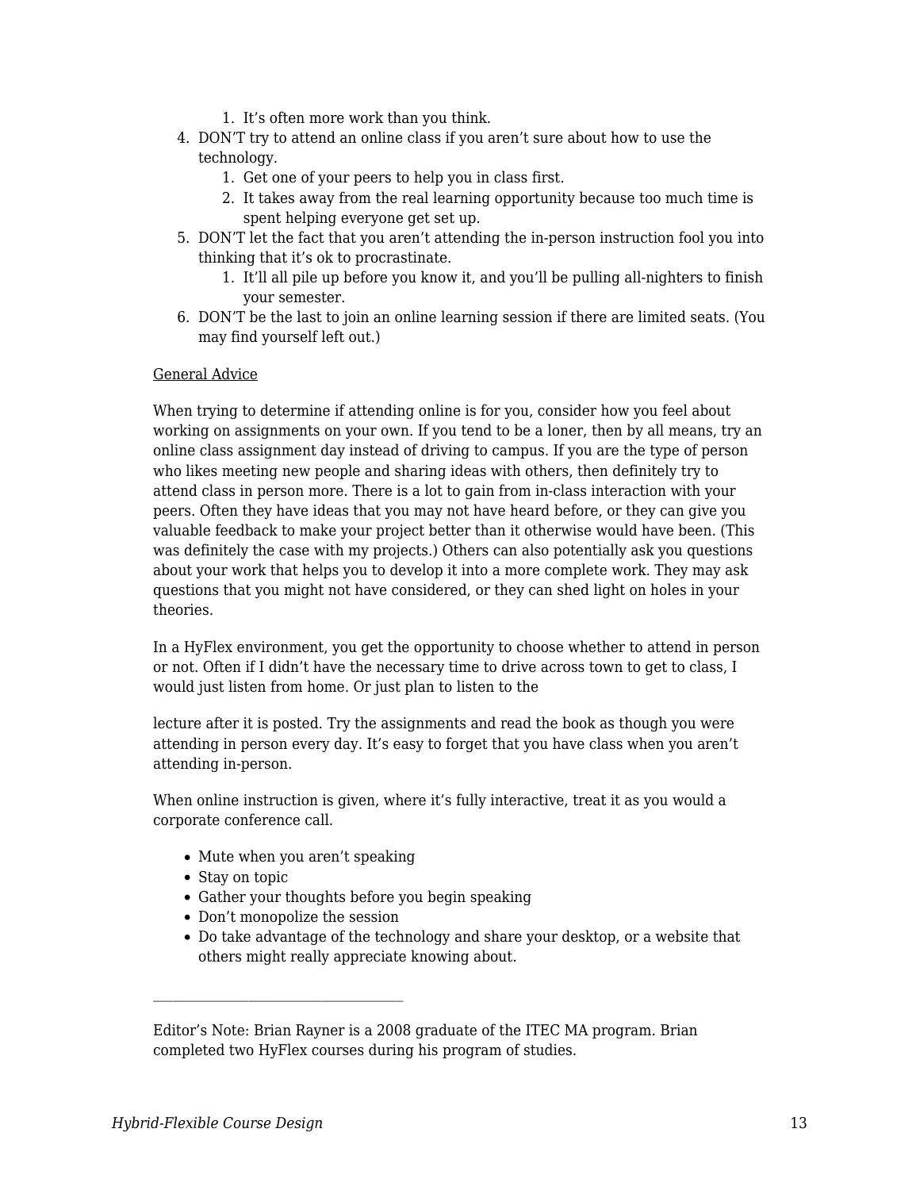1. It's often more work than you think.
4. DON'T try to attend an online class if you aren't sure about how to use the technology.
   1. Get one of your peers to help you in class first.
   2. It takes away from the real learning opportunity because too much time is spent helping everyone get set up.
5. DON'T let the fact that you aren't attending the in-person instruction fool you into thinking that it's ok to procrastinate.
   1. It'll all pile up before you know it, and you'll be pulling all-nighters to finish your semester.
6. DON'T be the last to join an online learning session if there are limited seats. (You may find yourself left out.)

<u>General Advice</u>

When trying to determine if attending online is for you, consider how you feel about working on assignments on your own. If you tend to be a loner, then by all means, try an online class assignment day instead of driving to campus. If you are the type of person who likes meeting new people and sharing ideas with others, then definitely try to attend class in person more. There is a lot to gain from in-class interaction with your peers. Often they have ideas that you may not have heard before, or they can give you valuable feedback to make your project better than it otherwise would have been. (This was definitely the case with my projects.) Others can also potentially ask you questions about your work that helps you to develop it into a more complete work. They may ask questions that you might not have considered, or they can shed light on holes in your theories.

In a HyFlex environment, you get the opportunity to choose whether to attend in person or not. Often if I didn't have the necessary time to drive across town to get to class, I would just listen from home. Or just plan to listen to the lecture after it is posted. Try the assignments and read the book as though you were attending in person every day. It's easy to forget that you have class when you aren't attending in-person.

When online instruction is given, where it's fully interactive, treat it as you would a corporate conference call.

- Mute when you aren't speaking
- Stay on topic
- Gather your thoughts before you begin speaking
- Don't monopolize the session
- Do take advantage of the technology and share your desktop, or a website that others might really appreciate knowing about.

---

Editor's Note: Brian Rayner is a 2008 graduate of the ITEC MA program. Brian completed two HyFlex courses during his program of studies.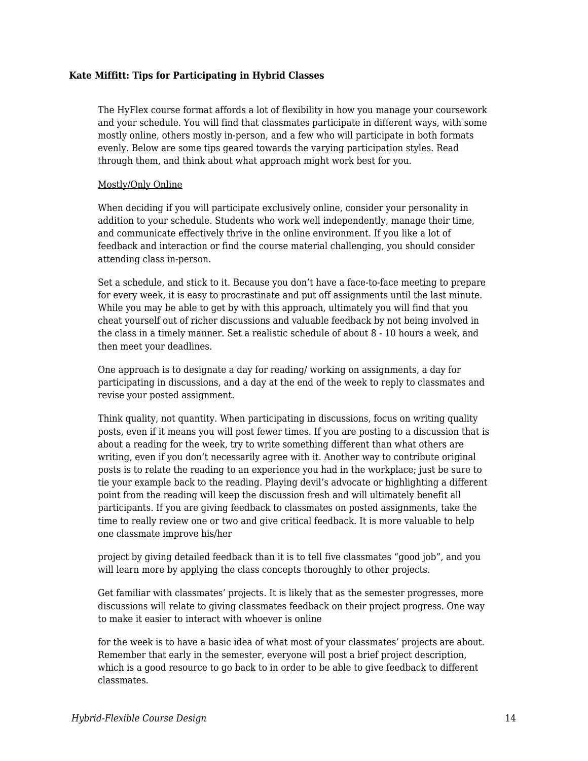**Kate Miffitt: Tips for Participating in Hybrid Classes**

The HyFlex course format affords a lot of flexibility in how you manage your coursework and your schedule. You will find that classmates participate in different ways, with some mostly online, others mostly in-person, and a few who will participate in both formats evenly. Below are some tips geared towards the varying participation styles. Read through them, and think about what approach might work best for you.

<u>Mostly/Only Online</u>

When deciding if you will participate exclusively online, consider your personality in addition to your schedule. Students who work well independently, manage their time, and communicate effectively thrive in the online environment. If you like a lot of feedback and interaction or find the course material challenging, you should consider attending class in-person.

Set a schedule, and stick to it. Because you don't have a face-to-face meeting to prepare for every week, it is easy to procrastinate and put off assignments until the last minute. While you may be able to get by with this approach, ultimately you will find that you cheat yourself out of richer discussions and valuable feedback by not being involved in the class in a timely manner. Set a realistic schedule of about 8 - 10 hours a week, and then meet your deadlines.

One approach is to designate a day for reading/ working on assignments, a day for participating in discussions, and a day at the end of the week to reply to classmates and revise your posted assignment.

Think quality, not quantity. When participating in discussions, focus on writing quality posts, even if it means you will post fewer times. If you are posting to a discussion that is about a reading for the week, try to write something different than what others are writing, even if you don't necessarily agree with it. Another way to contribute original posts is to relate the reading to an experience you had in the workplace; just be sure to tie your example back to the reading. Playing devil's advocate or highlighting a different point from the reading will keep the discussion fresh and will ultimately benefit all participants. If you are giving feedback to classmates on posted assignments, take the time to really review one or two and give critical feedback. It is more valuable to help one classmate improve his/her project by giving detailed feedback than it is to tell five classmates "good job", and you will learn more by applying the class concepts thoroughly to other projects.

Get familiar with classmates' projects. It is likely that as the semester progresses, more discussions will relate to giving classmates feedback on their project progress. One way to make it easier to interact with whoever is online for the week is to have a basic idea of what most of your classmates' projects are about. Remember that early in the semester, everyone will post a brief project description, which is a good resource to go back to in order to be able to give feedback to different classmates.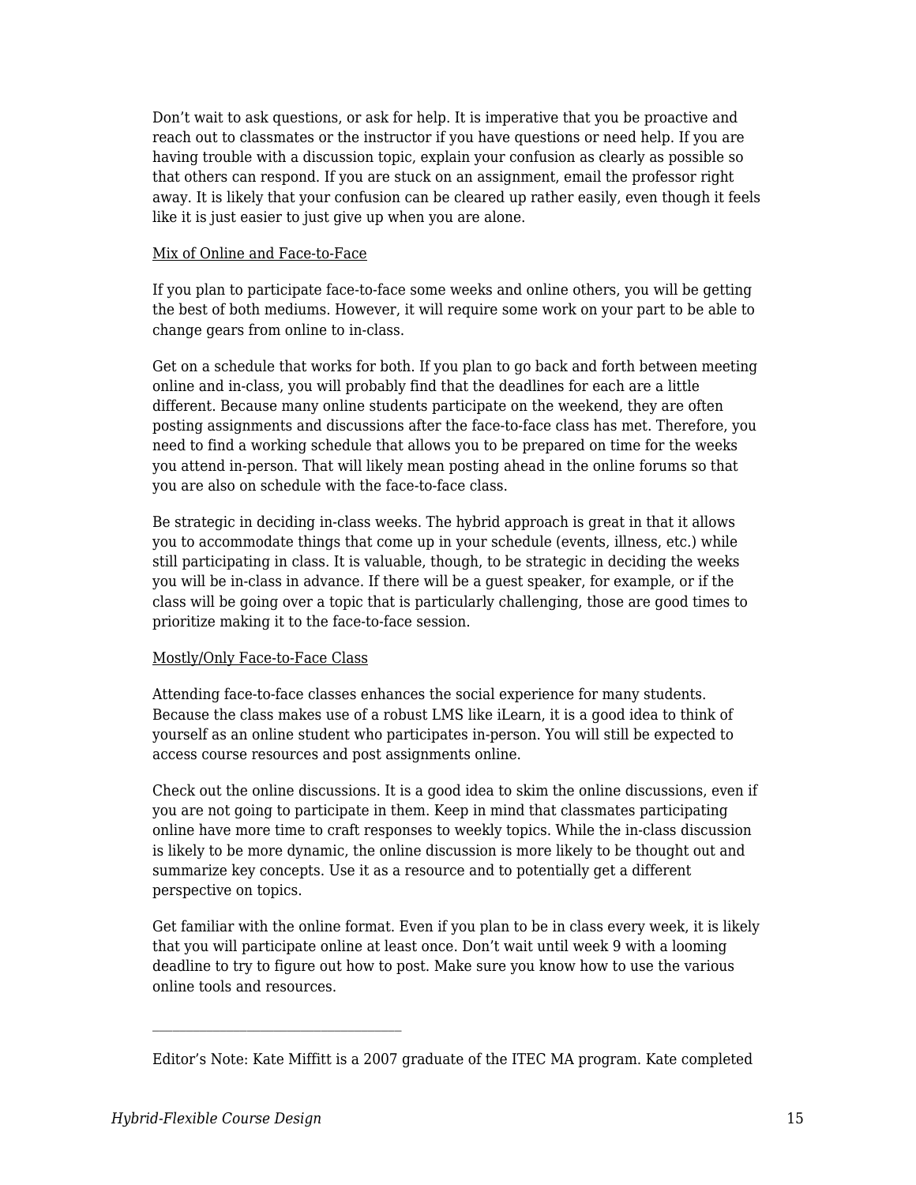Don't wait to ask questions, or ask for help. It is imperative that you be proactive and reach out to classmates or the instructor if you have questions or need help. If you are having trouble with a discussion topic, explain your confusion as clearly as possible so that others can respond. If you are stuck on an assignment, email the professor right away. It is likely that your confusion can be cleared up rather easily, even though it feels like it is just easier to just give up when you are alone.

<u>Mix of Online and Face-to-Face</u>

If you plan to participate face-to-face some weeks and online others, you will be getting the best of both mediums. However, it will require some work on your part to be able to change gears from online to in-class.

Get on a schedule that works for both. If you plan to go back and forth between meeting online and in-class, you will probably find that the deadlines for each are a little different. Because many online students participate on the weekend, they are often posting assignments and discussions after the face-to-face class has met. Therefore, you need to find a working schedule that allows you to be prepared on time for the weeks you attend in-person. That will likely mean posting ahead in the online forums so that you are also on schedule with the face-to-face class.

Be strategic in deciding in-class weeks. The hybrid approach is great in that it allows you to accommodate things that come up in your schedule (events, illness, etc.) while still participating in class. It is valuable, though, to be strategic in deciding the weeks you will be in-class in advance. If there will be a guest speaker, for example, or if the class will be going over a topic that is particularly challenging, those are good times to prioritize making it to the face-to-face session.

<u>Mostly/Only Face-to-Face Class</u>

Attending face-to-face classes enhances the social experience for many students. Because the class makes use of a robust LMS like iLearn, it is a good idea to think of yourself as an online student who participates in-person. You will still be expected to access course resources and post assignments online.

Check out the online discussions. It is a good idea to skim the online discussions, even if you are not going to participate in them. Keep in mind that classmates participating online have more time to craft responses to weekly topics. While the in-class discussion is likely to be more dynamic, the online discussion is more likely to be thought out and summarize key concepts. Use it as a resource and to potentially get a different perspective on topics.

Get familiar with the online format. Even if you plan to be in class every week, it is likely that you will participate online at least once. Don't wait until week 9 with a looming deadline to try to figure out how to post. Make sure you know how to use the various online tools and resources.

---

Editor's Note: Kate Miffitt is a 2007 graduate of the ITEC MA program. Kate completed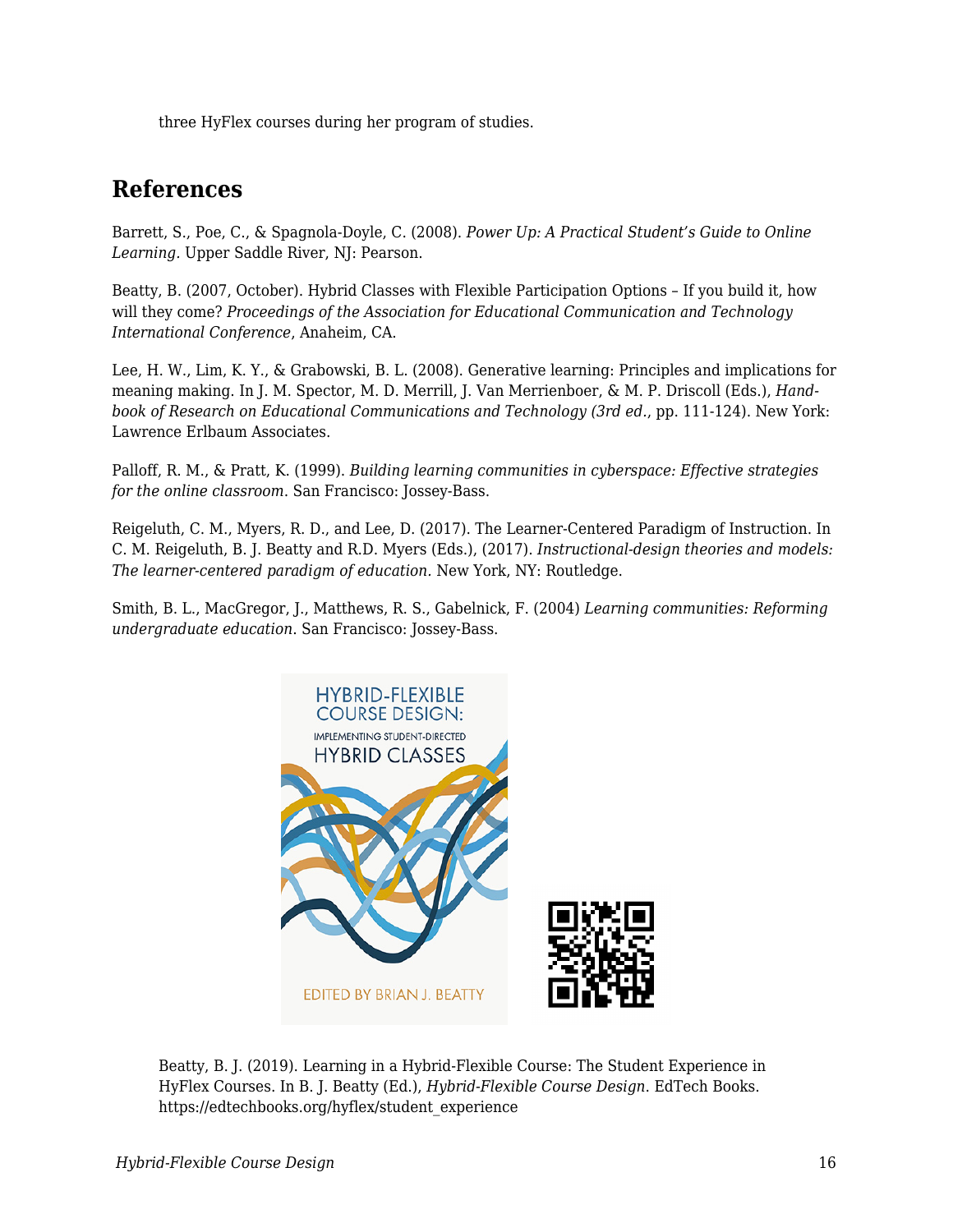three HyFlex courses during her program of studies.

## References

Barrett, S., Poe, C., & Spagnola-Doyle, C. (2008). *Power Up: A Practical Student's Guide to Online Learning*. Upper Saddle River, NJ: Pearson.

Beatty, B. (2007, October). Hybrid Classes with Flexible Participation Options – If you build it, how will they come? *Proceedings of the Association for Educational Communication and Technology International Conference*, Anaheim, CA.

Lee, H. W., Lim, K. Y., & Grabowski, B. L. (2008). Generative learning: Principles and implications for meaning making. In J. M. Spector, M. D. Merrill, J. Van Merrienboer, & M. P. Driscoll (Eds.), *Handbook of Research on Educational Communications and Technology (3rd ed*., pp. 111-124). New York: Lawrence Erlbaum Associates.

Palloff, R. M., & Pratt, K. (1999). *Building learning communities in cyberspace: Effective strategies for the online classroom*. San Francisco: Jossey-Bass.

Reigeluth, C. M., Myers, R. D., and Lee, D. (2017). The Learner-Centered Paradigm of Instruction. In C. M. Reigeluth, B. J. Beatty and R.D. Myers (Eds.), (2017). *Instructional-design theories and models: The learner-centered paradigm of education.* New York, NY: Routledge.

Smith, B. L., MacGregor, J., Matthews, R. S., Gabelnick, F. (2004) *Learning communities: Reforming undergraduate education*. San Francisco: Jossey-Bass.

Beatty, B. J. (2019). Learning in a Hybrid-Flexible Course: The Student Experience in HyFlex Courses. In B. J. Beatty (Ed.), *Hybrid-Flexible Course Design*. EdTech Books. https://edtechbooks.org/hyflex/student_experience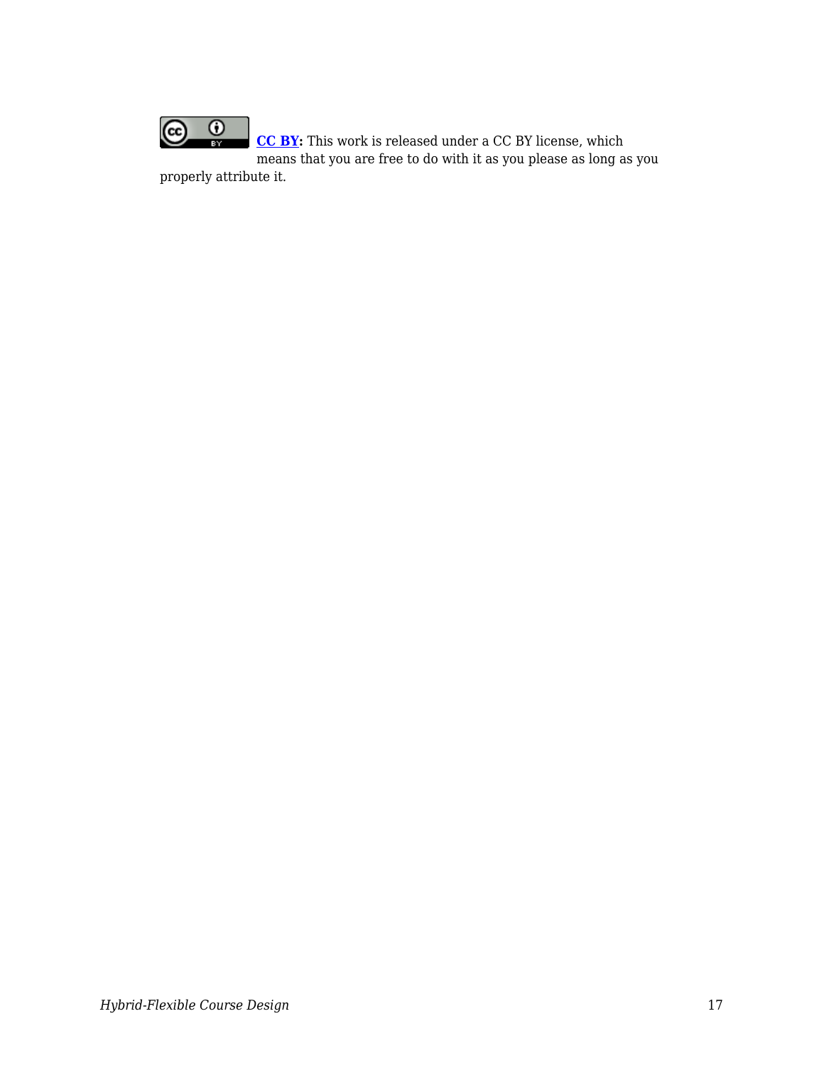**CC BY:** This work is released under a CC BY license, which means that you are free to do with it as you please as long as you properly attribute it.